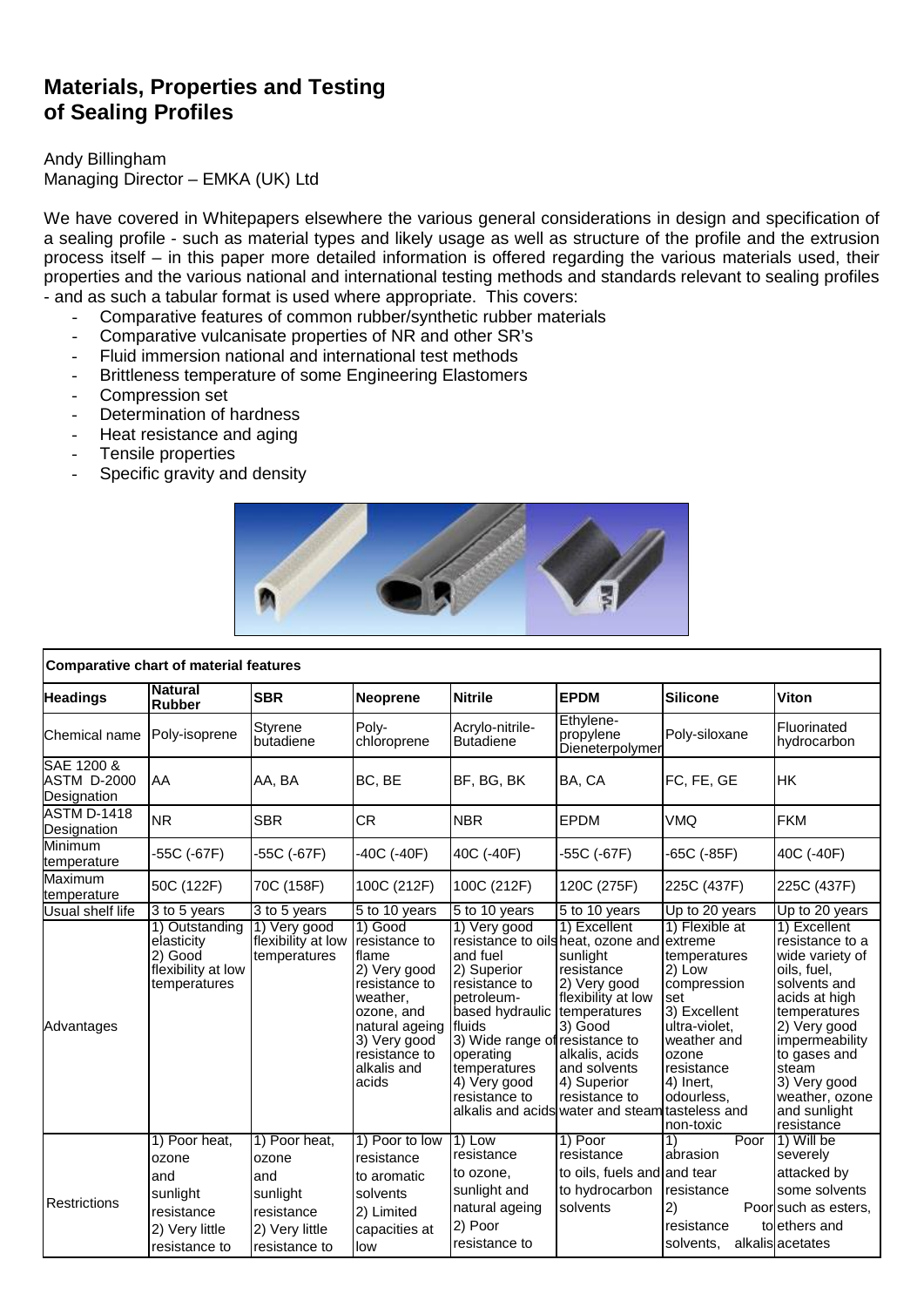# Materials, Properties and Testing of Sealing Profiles

Andy Billingham
Managing Director – EMKA (UK) Ltd

We have covered in Whitepapers elsewhere the various general considerations in design and specification of a sealing profile - such as material types and likely usage as well as structure of the profile and the extrusion process itself – in this paper more detailed information is offered regarding the various materials used, their properties and the various national and international testing methods and standards relevant to sealing profiles - and as such a tabular format is used where appropriate. This covers:

- Comparative features of common rubber/synthetic rubber materials
- Comparative vulcanisate properties of NR and other SR's
- Fluid immersion national and international test methods
- Brittleness temperature of some Engineering Elastomers
- Compression set
- Determination of hardness
- Heat resistance and aging
- Tensile properties
- Specific gravity and density

**Comparative chart of material features**

| Headings | Natural Rubber | SBR | Neoprene | Nitrile | EPDM | Silicone | Viton |
|---|---|---|---|---|---|---|---|
| Chemical name | Poly-isoprene | Styrene butadiene | Poly-chloroprene | Acrylo-nitrile-Butadiene | Ethylene-propylene Dieneterpolymer | Poly-siloxane | Fluorinated hydrocarbon |
| SAE 1200 & ASTM D-2000 Designation | AA | AA, BA | BC, BE | BF, BG, BK | BA, CA | FC, FE, GE | HK |
| ASTM D-1418 Designation | NR | SBR | CR | NBR | EPDM | VMQ | FKM |
| Minimum temperature | -55C (-67F) | -55C (-67F) | -40C (-40F) | 40C (-40F) | -55C (-67F) | -65C (-85F) | 40C (-40F) |
| Maximum temperature | 50C (122F) | 70C (158F) | 100C (212F) | 100C (212F) | 120C (275F) | 225C (437F) | 225C (437F) |
| Usual shelf life | 3 to 5 years | 3 to 5 years | 5 to 10 years | 5 to 10 years | 5 to 10 years | Up to 20 years | Up to 20 years |
| Advantages | 1) Outstanding elasticity 2) Good flexibility at low temperatures | 1) Very good flexibility at low temperatures | 1) Good resistance to flame 2) Very good resistance to weather, ozone, and natural ageing 3) Very good resistance to alkalis and acids | 1) Very good resistance to oils and fuel 2) Superior resistance to petroleum-based hydraulic fluids 3) Wide range of operating temperatures 4) Very good resistance to alkalis and acids | 1) Excellent heat, ozone and sunlight resistance 2) Very good flexibility at low temperatures 3) Good resistance to alkalis, acids and solvents 4) Superior resistance to water and steam | 1) Flexible at extreme temperatures 2) Low compression set 3) Excellent ultra-violet, weather and ozone resistance 4) Inert, odourless, tasteless and non-toxic | 1) Excellent resistance to a wide variety of oils, fuel, solvents and acids at high temperatures 2) Very good impermeability to gases and steam 3) Very good weather, ozone and sunlight resistance |
| Restrictions | 1) Poor heat, ozone and sunlight resistance 2) Very little resistance to | 1) Poor heat, ozone and sunlight resistance 2) Very little resistance to | 1) Poor to low resistance to aromatic solvents 2) Limited capacities at low | 1) Low resistance to ozone, sunlight and natural ageing 2) Poor resistance to | 1) Poor resistance to oils, fuels and to hydrocarbon solvents | 1) Poor abrasion and tear resistance 2) Poor resistance to solvents, alkalis | 1) Will be severely attacked by some solvents such as esters, ethers and acetates |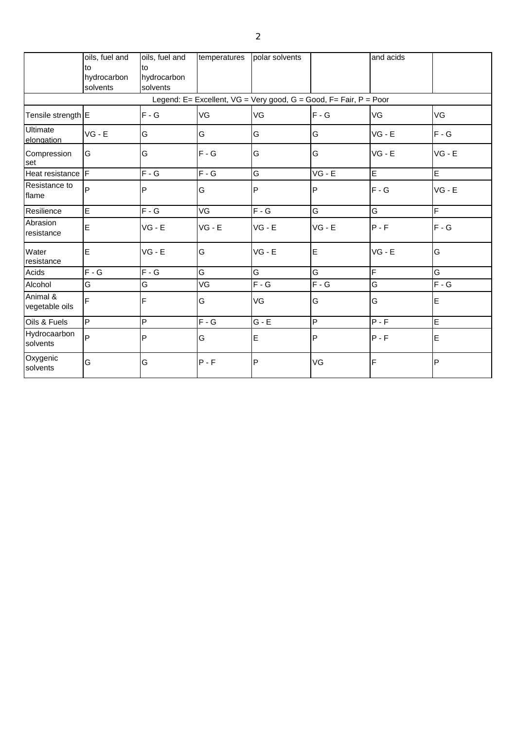| | oils, fuel and to hydrocarbon solvents | oils, fuel and to hydrocarbon solvents | temperatures | polar solvents | | and acids | |
|---|---|---|---|---|---|---|---|
| Legend: E= Excellent, VG = Very good, G = Good, F= Fair, P = Poor | | | | | | | |
| Tensile strength | E | F - G | VG | VG | F - G | VG | VG |
| Ultimate elongation | VG - E | G | G | G | G | VG - E | F - G |
| Compression set | G | G | F - G | G | G | VG - E | VG - E |
| Heat resistance | F | F - G | F - G | G | VG - E | E | E |
| Resistance to flame | P | P | G | P | P | F - G | VG - E |
| Resilience | E | F - G | VG | F - G | G | G | F |
| Abrasion resistance | E | VG - E | VG - E | VG - E | VG - E | P - F | F - G |
| Water resistance | E | VG - E | G | VG - E | E | VG - E | G |
| Acids | F - G | F - G | G | G | G | F | G |
| Alcohol | G | G | VG | F - G | F - G | G | F - G |
| Animal & vegetable oils | F | F | G | VG | G | G | E |
| Oils & Fuels | P | P | F - G | G - E | P | P - F | E |
| Hydrocaarbon solvents | P | P | G | E | P | P - F | E |
| Oxygenic solvents | G | G | P - F | P | VG | F | P |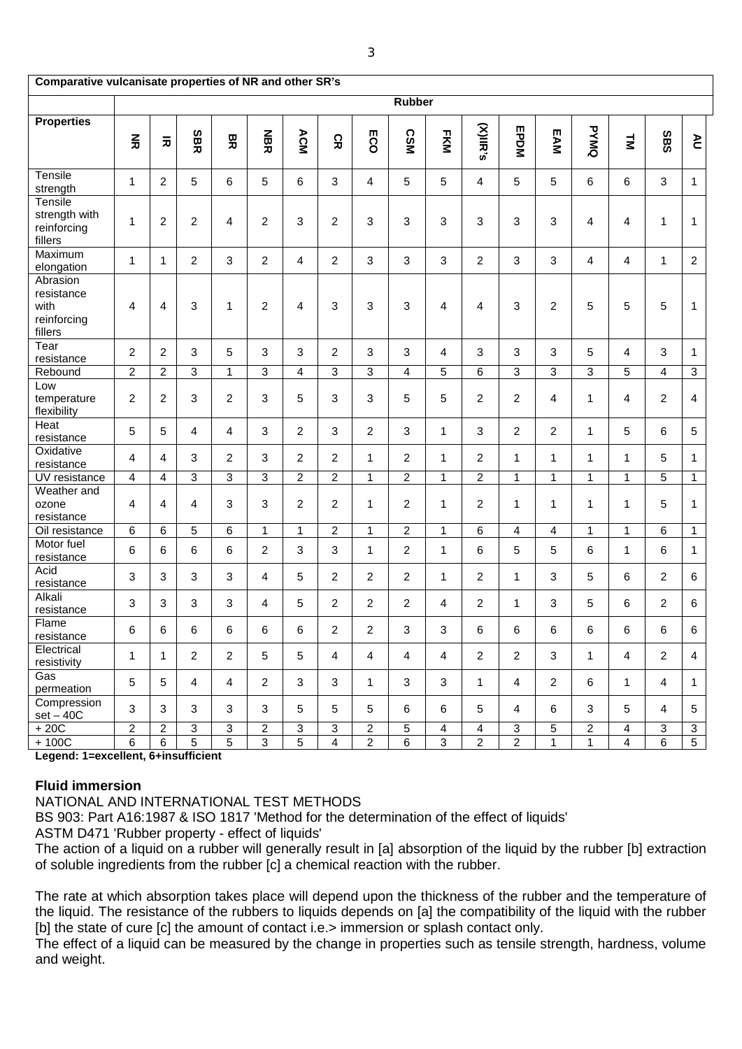| Comparative vulcanisate properties of NR and other SR's | | | | | | | | | | | | | | | | | |
|---|---|---|---|---|---|---|---|---|---|---|---|---|---|---|---|---|---|
| | Rubber | | | | | | | | | | | | | | | | |
| **Properties** | **NR** | **IR** | **SBR** | **BR** | **NBR** | **ACM** | **CR** | **ECO** | **CSM** | **FKM** | **(X)IIR's** | **EPDM** | **EAM** | **PYMQ** | **TM** | **SBS** | **AU** |
| Tensile strength | 1 | 2 | 5 | 6 | 5 | 6 | 3 | 4 | 5 | 5 | 4 | 5 | 5 | 6 | 6 | 3 | 1 |
| Tensile strength with reinforcing fillers | 1 | 2 | 2 | 4 | 2 | 3 | 2 | 3 | 3 | 3 | 3 | 3 | 3 | 4 | 4 | 1 | 1 |
| Maximum elongation | 1 | 1 | 2 | 3 | 2 | 4 | 2 | 3 | 3 | 3 | 2 | 3 | 3 | 4 | 4 | 1 | 2 |
| Abrasion resistance with reinforcing fillers | 4 | 4 | 3 | 1 | 2 | 4 | 3 | 3 | 3 | 4 | 4 | 3 | 2 | 5 | 5 | 5 | 1 |
| Tear resistance | 2 | 2 | 3 | 5 | 3 | 3 | 2 | 3 | 3 | 4 | 3 | 3 | 3 | 5 | 4 | 3 | 1 |
| Rebound | 2 | 2 | 3 | 1 | 3 | 4 | 3 | 3 | 4 | 5 | 6 | 3 | 3 | 3 | 5 | 4 | 3 |
| Low temperature flexibility | 2 | 2 | 3 | 2 | 3 | 5 | 3 | 3 | 5 | 5 | 2 | 2 | 4 | 1 | 4 | 2 | 4 |
| Heat resistance | 5 | 5 | 4 | 4 | 3 | 2 | 3 | 2 | 3 | 1 | 3 | 2 | 2 | 1 | 5 | 6 | 5 |
| Oxidative resistance | 4 | 4 | 3 | 2 | 3 | 2 | 2 | 1 | 2 | 1 | 2 | 1 | 1 | 1 | 1 | 5 | 1 |
| UV resistance | 4 | 4 | 3 | 3 | 3 | 2 | 2 | 1 | 2 | 1 | 2 | 1 | 1 | 1 | 1 | 5 | 1 |
| Weather and ozone resistance | 4 | 4 | 4 | 3 | 3 | 2 | 2 | 1 | 2 | 1 | 2 | 1 | 1 | 1 | 1 | 5 | 1 |
| Oil resistance | 6 | 6 | 5 | 6 | 1 | 1 | 2 | 1 | 2 | 1 | 6 | 4 | 4 | 1 | 1 | 6 | 1 |
| Motor fuel resistance | 6 | 6 | 6 | 6 | 2 | 3 | 3 | 1 | 2 | 1 | 6 | 5 | 5 | 6 | 1 | 6 | 1 |
| Acid resistance | 3 | 3 | 3 | 3 | 4 | 5 | 2 | 2 | 2 | 1 | 2 | 1 | 3 | 5 | 6 | 2 | 6 |
| Alkali resistance | 3 | 3 | 3 | 3 | 4 | 5 | 2 | 2 | 2 | 4 | 2 | 1 | 3 | 5 | 6 | 2 | 6 |
| Flame resistance | 6 | 6 | 6 | 6 | 6 | 6 | 2 | 2 | 3 | 3 | 6 | 6 | 6 | 6 | 6 | 6 | 6 |
| Electrical resistivity | 1 | 1 | 2 | 2 | 5 | 5 | 4 | 4 | 4 | 4 | 2 | 2 | 3 | 1 | 4 | 2 | 4 |
| Gas permeation | 5 | 5 | 4 | 4 | 2 | 3 | 3 | 1 | 3 | 3 | 1 | 4 | 2 | 6 | 1 | 4 | 1 |
| Compression set – 40C | 3 | 3 | 3 | 3 | 3 | 5 | 5 | 5 | 6 | 6 | 5 | 4 | 6 | 3 | 5 | 4 | 5 |
| + 20C | 2 | 2 | 3 | 3 | 2 | 3 | 3 | 2 | 5 | 4 | 4 | 3 | 5 | 2 | 4 | 3 | 3 |
| + 100C | 6 | 6 | 5 | 5 | 3 | 5 | 4 | 2 | 6 | 3 | 2 | 2 | 1 | 1 | 4 | 6 | 5 |

**Legend: 1=excellent, 6+insufficient**

## Fluid immersion

NATIONAL AND INTERNATIONAL TEST METHODS

BS 903: Part A16:1987 & ISO 1817 'Method for the determination of the effect of liquids'

ASTM D471 'Rubber property - effect of liquids'

The action of a liquid on a rubber will generally result in [a] absorption of the liquid by the rubber [b] extraction of soluble ingredients from the rubber [c] a chemical reaction with the rubber.

The rate at which absorption takes place will depend upon the thickness of the rubber and the temperature of the liquid. The resistance of the rubbers to liquids depends on [a] the compatibility of the liquid with the rubber [b] the state of cure [c] the amount of contact i.e.> immersion or splash contact only.

The effect of a liquid can be measured by the change in properties such as tensile strength, hardness, volume and weight.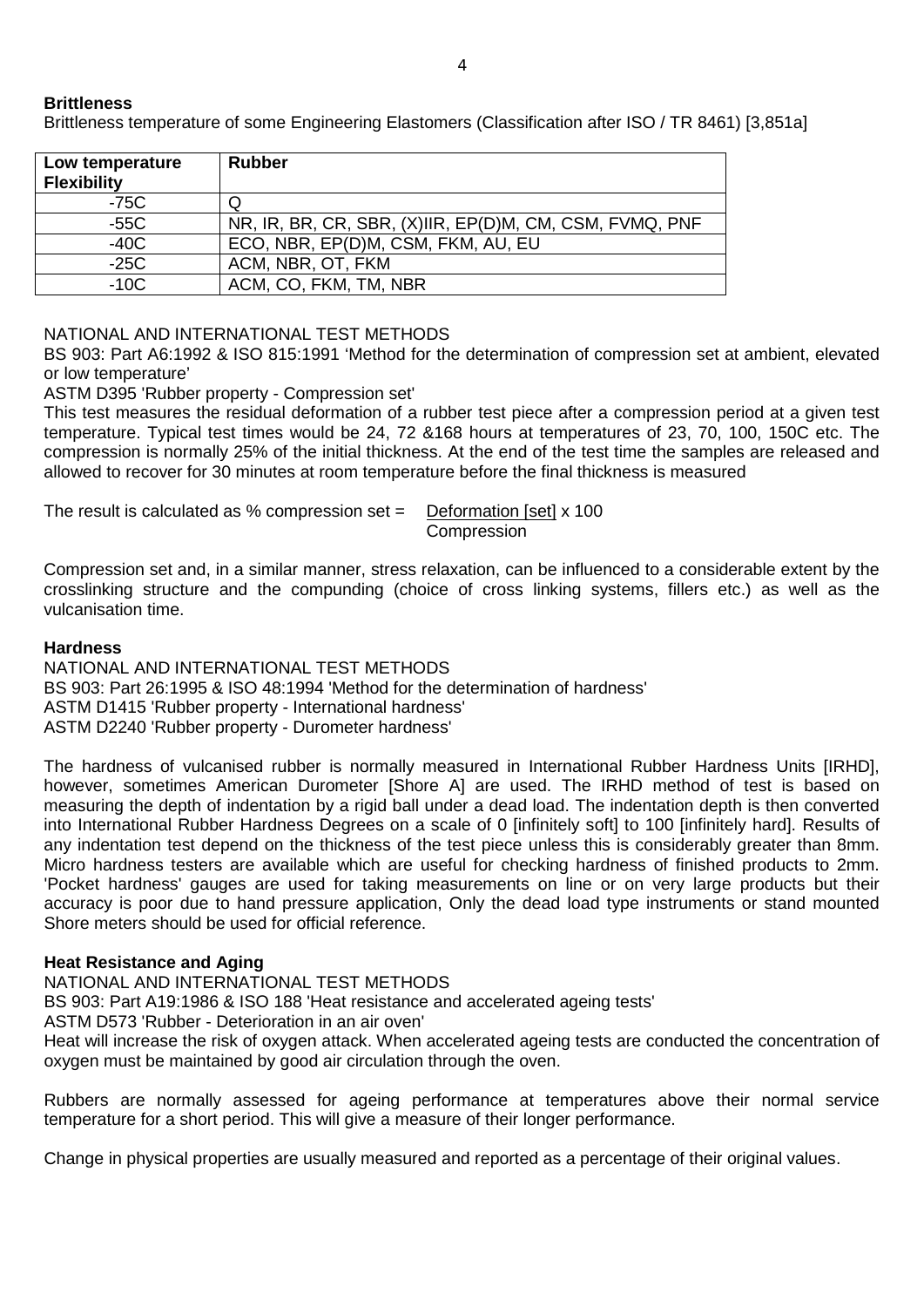**Brittleness**

Brittleness temperature of some Engineering Elastomers (Classification after ISO / TR 8461) [3,851a]

| Low temperature Flexibility | Rubber |
|---|---|
| -75C | Q |
| -55C | NR, IR, BR, CR, SBR, (X)IIR, EP(D)M, CM, CSM, FVMQ, PNF |
| -40C | ECO, NBR, EP(D)M, CSM, FKM, AU, EU |
| -25C | ACM, NBR, OT, FKM |
| -10C | ACM, CO, FKM, TM, NBR |

NATIONAL AND INTERNATIONAL TEST METHODS

BS 903: Part A6:1992 & ISO 815:1991 'Method for the determination of compression set at ambient, elevated or low temperature'

ASTM D395 'Rubber property - Compression set'

This test measures the residual deformation of a rubber test piece after a compression period at a given test temperature. Typical test times would be 24, 72 &168 hours at temperatures of 23, 70, 100, 150C etc. The compression is normally 25% of the initial thickness. At the end of the test time the samples are released and allowed to recover for 30 minutes at room temperature before the final thickness is measured

The result is calculated as % compression set = $\frac{\text{Deformation [set]}}{\text{Compression}} \times 100$

Compression set and, in a similar manner, stress relaxation, can be influenced to a considerable extent by the crosslinking structure and the compunding (choice of cross linking systems, fillers etc.) as well as the vulcanisation time.

**Hardness**

NATIONAL AND INTERNATIONAL TEST METHODS

BS 903: Part 26:1995 & ISO 48:1994 'Method for the determination of hardness'

ASTM D1415 'Rubber property - International hardness'

ASTM D2240 'Rubber property - Durometer hardness'

The hardness of vulcanised rubber is normally measured in International Rubber Hardness Units [IRHD], however, sometimes American Durometer [Shore A] are used. The IRHD method of test is based on measuring the depth of indentation by a rigid ball under a dead load. The indentation depth is then converted into International Rubber Hardness Degrees on a scale of 0 [infinitely soft] to 100 [infinitely hard]. Results of any indentation test depend on the thickness of the test piece unless this is considerably greater than 8mm. Micro hardness testers are available which are useful for checking hardness of finished products to 2mm. 'Pocket hardness' gauges are used for taking measurements on line or on very large products but their accuracy is poor due to hand pressure application, Only the dead load type instruments or stand mounted Shore meters should be used for official reference.

**Heat Resistance and Aging**

NATIONAL AND INTERNATIONAL TEST METHODS

BS 903: Part A19:1986 & ISO 188 'Heat resistance and accelerated ageing tests'

ASTM D573 'Rubber - Deterioration in an air oven'

Heat will increase the risk of oxygen attack. When accelerated ageing tests are conducted the concentration of oxygen must be maintained by good air circulation through the oven.

Rubbers are normally assessed for ageing performance at temperatures above their normal service temperature for a short period. This will give a measure of their longer performance.

Change in physical properties are usually measured and reported as a percentage of their original values.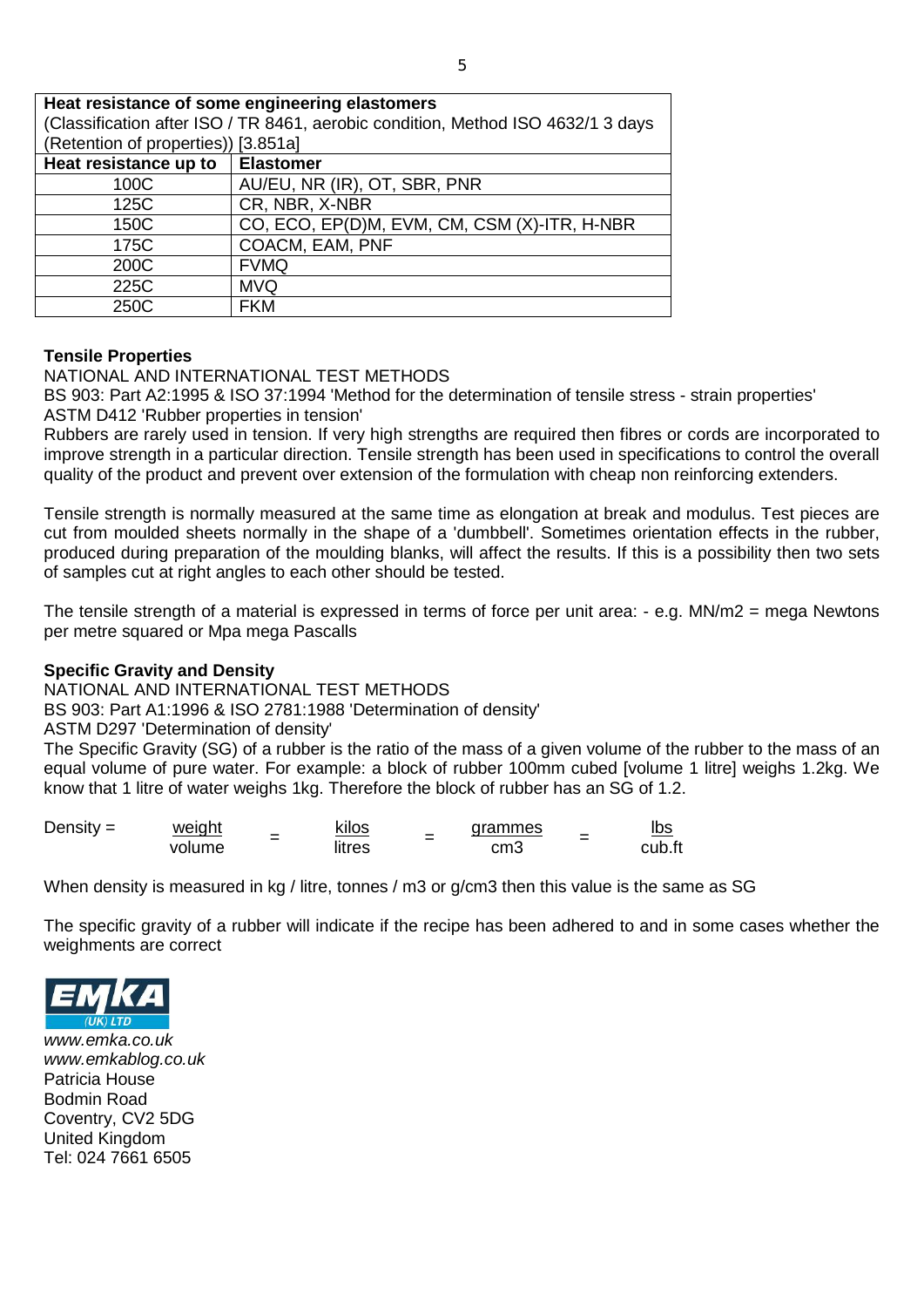| Heat resistance of some engineering elastomers (Classification after ISO / TR 8461, aerobic condition, Method ISO 4632/1 3 days (Retention of properties)) [3.851a] | |
|---|---|
| **Heat resistance up to** | **Elastomer** |
| 100C | AU/EU, NR (IR), OT, SBR, PNR |
| 125C | CR, NBR, X-NBR |
| 150C | CO, ECO, EP(D)M, EVM, CM, CSM (X)-ITR, H-NBR |
| 175C | COACM, EAM, PNF |
| 200C | FVMQ |
| 225C | MVQ |
| 250C | FKM |

**Tensile Properties**

NATIONAL AND INTERNATIONAL TEST METHODS

BS 903: Part A2:1995 & ISO 37:1994 'Method for the determination of tensile stress - strain properties'

ASTM D412 'Rubber properties in tension'

Rubbers are rarely used in tension. If very high strengths are required then fibres or cords are incorporated to improve strength in a particular direction. Tensile strength has been used in specifications to control the overall quality of the product and prevent over extension of the formulation with cheap non reinforcing extenders.

Tensile strength is normally measured at the same time as elongation at break and modulus. Test pieces are cut from moulded sheets normally in the shape of a 'dumbbell'. Sometimes orientation effects in the rubber, produced during preparation of the moulding blanks, will affect the results. If this is a possibility then two sets of samples cut at right angles to each other should be tested.

The tensile strength of a material is expressed in terms of force per unit area: - e.g. MN/m2 = mega Newtons per metre squared or Mpa mega Pascalls

**Specific Gravity and Density**

NATIONAL AND INTERNATIONAL TEST METHODS

BS 903: Part A1:1996 & ISO 2781:1988 'Determination of density'

ASTM D297 'Determination of density'

The Specific Gravity (SG) of a rubber is the ratio of the mass of a given volume of the rubber to the mass of an equal volume of pure water. For example: a block of rubber 100mm cubed [volume 1 litre] weighs 1.2kg. We know that 1 litre of water weighs 1kg. Therefore the block of rubber has an SG of 1.2.

$$\text{Density} = \frac{\text{weight}}{\text{volume}} = \frac{\text{kilos}}{\text{litres}} = \frac{\text{grammes}}{\text{cm3}} = \frac{\text{lbs}}{\text{cub.ft}}$$

When density is measured in kg / litre, tonnes / m3 or g/cm3 then this value is the same as SG

The specific gravity of a rubber will indicate if the recipe has been adhered to and in some cases whether the weighments are correct

EMKA (UK) LTD

*www.emka.co.uk*
*www.emkablog.co.uk*
Patricia House
Bodmin Road
Coventry, CV2 5DG
United Kingdom
Tel: 024 7661 6505